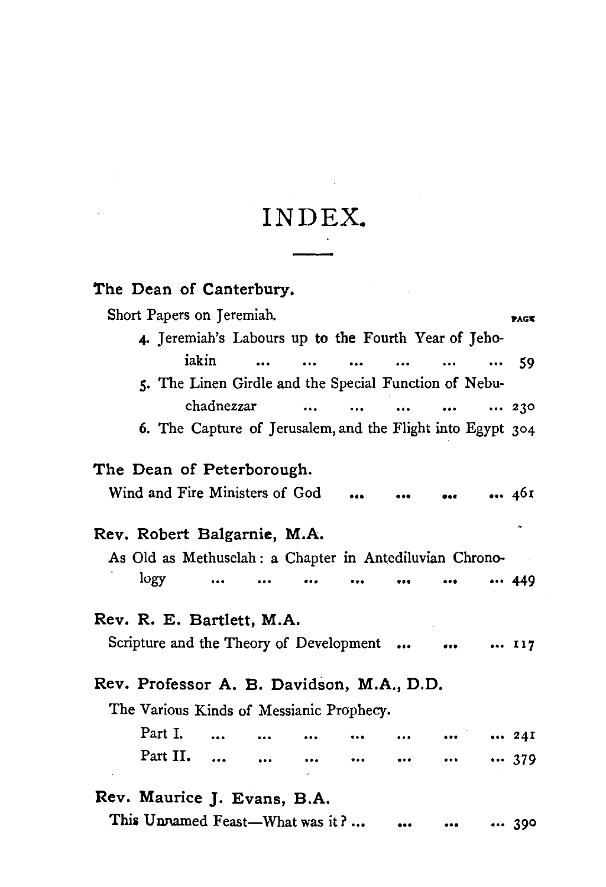# INDEX.

**The Dean of Canterbury.**

Short Papers on Jeremiah. PAGE

4. Jeremiah's Labours up to the Fourth Year of Jehoiakin ... ... ... ... ... ... 59
5. The Linen Girdle and the Special Function of Nebuchadnezzar ... ... ... ... ... 230
6. The Capture of Jerusalem, and the Flight into Egypt 304

**The Dean of Peterborough.**

Wind and Fire Ministers of God ... ... ... ... 461

**Rev. Robert Balgarnie, M.A.**

As Old as Methuselah: a Chapter in Antediluvian Chronology ... ... ... ... ... ... ... 449

**Rev. R. E. Bartlett, M.A.**

Scripture and the Theory of Development ... ... ... 117

**Rev. Professor A. B. Davidson, M.A., D.D.**

The Various Kinds of Messianic Prophecy.

Part I. ... ... ... ... ... ... ... 241

Part II. ... ... ... ... ... ... ... 379

**Rev. Maurice J. Evans, B.A.**

This Unnamed Feast—What was it? ... ... ... ... 390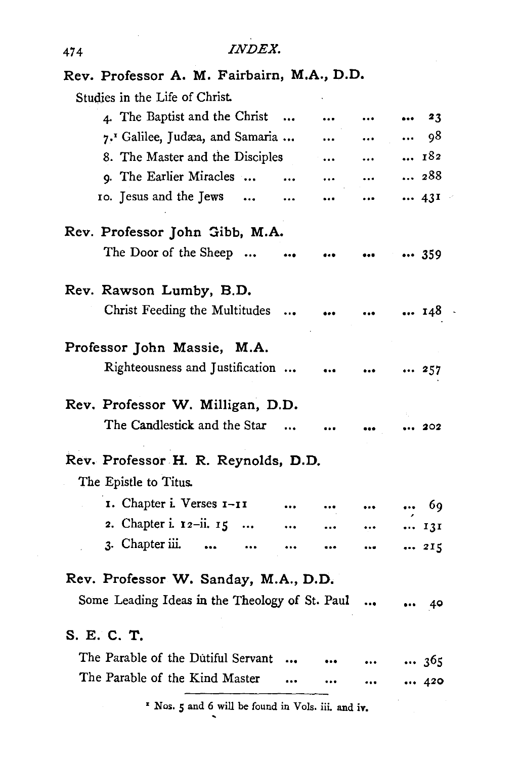# INDEX.

**Rev. Professor A. M. Fairbairn, M.A., D.D.**

Studies in the Life of Christ.

4. The Baptist and the Christ ... ... ... ... 23
7.[1] Galilee, Judæa, and Samaria ... ... ... ... 98
8. The Master and the Disciples ... ... ... 182
9. The Earlier Miracles ... ... ... ... ... 288
10. Jesus and the Jews ... ... ... ... ... 431

**Rev. Professor John Gibb, M.A.**

The Door of the Sheep ... ... ... ... ... 359

**Rev. Rawson Lumby, B.D.**

Christ Feeding the Multitudes ... ... ... ... 148

**Professor John Massie, M.A.**

Righteousness and Justification ... ... ... ... 257

**Rev. Professor W. Milligan, D.D.**

The Candlestick and the Star ... ... ... ... 202

**Rev. Professor H. R. Reynolds, D.D.**

The Epistle to Titus.

1. Chapter i. Verses 1–11 ... ... ... ... 69
2. Chapter i. 12–ii. 15 ... ... ... ... ... 131
3. Chapter iii. ... ... ... ... ... ... 215

**Rev. Professor W. Sanday, M.A., D.D.**

Some Leading Ideas in the Theology of St. Paul ... ... 40

**S. E. C. T.**

The Parable of the Dutiful Servant ... ... ... ... 365
The Parable of the Kind Master ... ... ... ... 420

---

[1] Nos. 5 and 6 will be found in Vols. iii. and iv.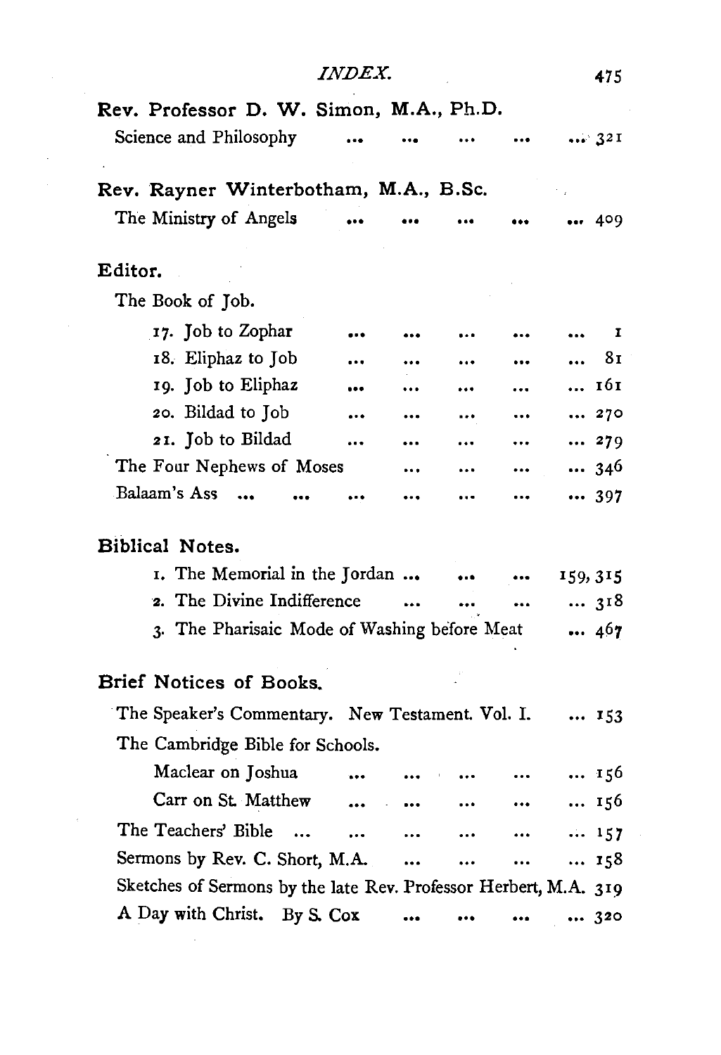**Rev. Professor D. W. Simon, M.A., Ph.D.**

Science and Philosophy ... ... ... ... ... 321

**Rev. Rayner Winterbotham, M.A., B.Sc.**

The Ministry of Angels ... ... ... ... ... 409

**Editor.**

The Book of Job.

- 17. Job to Zophar ... ... ... ... ... 1
- 18. Eliphaz to Job ... ... ... ... ... 81
- 19. Job to Eliphaz ... ... ... ... ... 161
- 20. Bildad to Job ... ... ... ... ... 270
- 21. Job to Bildad ... ... ... ... ... 279

The Four Nephews of Moses ... ... ... ... 346

Balaam's Ass ... ... ... ... ... ... ... 397

**Biblical Notes.**

1. The Memorial in the Jordan ... ... ... 159, 315
2. The Divine Indifference ... ... ... ... 318
3. The Pharisaic Mode of Washing before Meat ... 467

**Brief Notices of Books.**

The Speaker's Commentary. New Testament. Vol. I. ... 153

The Cambridge Bible for Schools.

- Maclear on Joshua ... ... ... ... ... 156
- Carr on St. Matthew ... ... ... ... ... 156

The Teachers' Bible ... ... ... ... ... ... 157

Sermons by Rev. C. Short, M.A. ... ... ... ... 158

Sketches of Sermons by the late Rev. Professor Herbert, M.A. 319

A Day with Christ. By S. Cox ... ... ... ... 320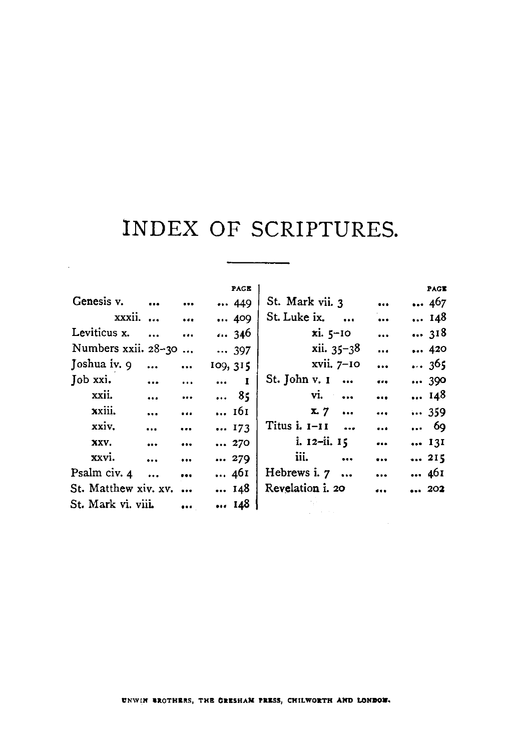# INDEX OF SCRIPTURES.

| | PAGE |
|---|---|
| Genesis v. | 449 |
| xxxii. | 409 |
| Leviticus x. | 346 |
| Numbers xxii. 28–30 | 397 |
| Joshua iv. 9 | 109, 315 |
| Job xxi. | 1 |
| xxii. | 85 |
| xxiii. | 161 |
| xxiv. | 173 |
| xxv. | 270 |
| xxvi. | 279 |
| Psalm civ. 4 | 461 |
| St. Matthew xiv. xv. | 148 |
| St. Mark vi. viii. | 148 |
| St. Mark vii. 3 | 467 |
| St. Luke ix. | 148 |
| xi. 5–10 | 318 |
| xii. 35–38 | 420 |
| xvii. 7–10 | 365 |
| St. John v. 1 | 390 |
| vi. | 148 |
| x. 7 | 359 |
| Titus i. 1–11 | 69 |
| i. 12–ii. 15 | 131 |
| iii. | 215 |
| Hebrews i. 7 | 461 |
| Revelation i. 20 | 202 |

UNWIN BROTHERS, THE GRESHAM PRESS, CHILWORTH AND LONDON.